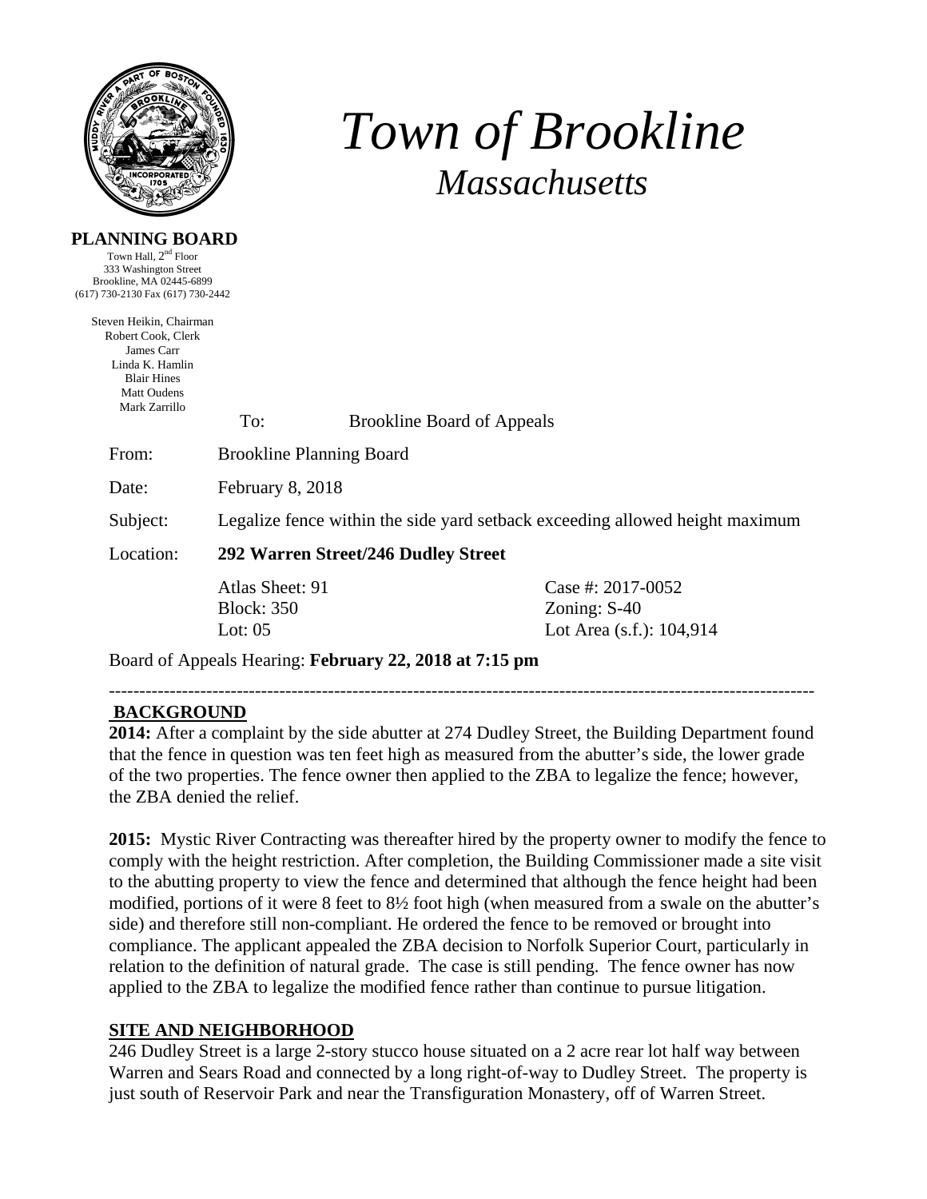# *Town of Brookline*

## *Massachusetts*

**PLANNING BOARD**

Town Hall, 2nd Floor
333 Washington Street
Brookline, MA 02445-6899
(617) 730-2130 Fax (617) 730-2442

Steven Heikin, Chairman
Robert Cook, Clerk
James Carr
Linda K. Hamlin
Blair Hines
Matt Oudens
Mark Zarrillo

| | | |
|---|---|---|
| To: | Brookline Board of Appeals | |
| From: | Brookline Planning Board | |
| Date: | February 8, 2018 | |
| Subject: | Legalize fence within the side yard setback exceeding allowed height maximum | |
| Location: | **292 Warren Street/246 Dudley Street** | |
| | Atlas Sheet: 91 | Case #: 2017-0052 |
| | Block: 350 | Zoning: S-40 |
| | Lot: 05 | Lot Area (s.f.): 104,914 |

Board of Appeals Hearing: **February 22, 2018 at 7:15 pm**

---

## BACKGROUND

**2014:** After a complaint by the side abutter at 274 Dudley Street, the Building Department found that the fence in question was ten feet high as measured from the abutter's side, the lower grade of the two properties. The fence owner then applied to the ZBA to legalize the fence; however, the ZBA denied the relief.

**2015:** Mystic River Contracting was thereafter hired by the property owner to modify the fence to comply with the height restriction. After completion, the Building Commissioner made a site visit to the abutting property to view the fence and determined that although the fence height had been modified, portions of it were 8 feet to 8½ foot high (when measured from a swale on the abutter's side) and therefore still non-compliant. He ordered the fence to be removed or brought into compliance. The applicant appealed the ZBA decision to Norfolk Superior Court, particularly in relation to the definition of natural grade. The case is still pending. The fence owner has now applied to the ZBA to legalize the modified fence rather than continue to pursue litigation.

## SITE AND NEIGHBORHOOD

246 Dudley Street is a large 2-story stucco house situated on a 2 acre rear lot half way between Warren and Sears Road and connected by a long right-of-way to Dudley Street. The property is just south of Reservoir Park and near the Transfiguration Monastery, off of Warren Street.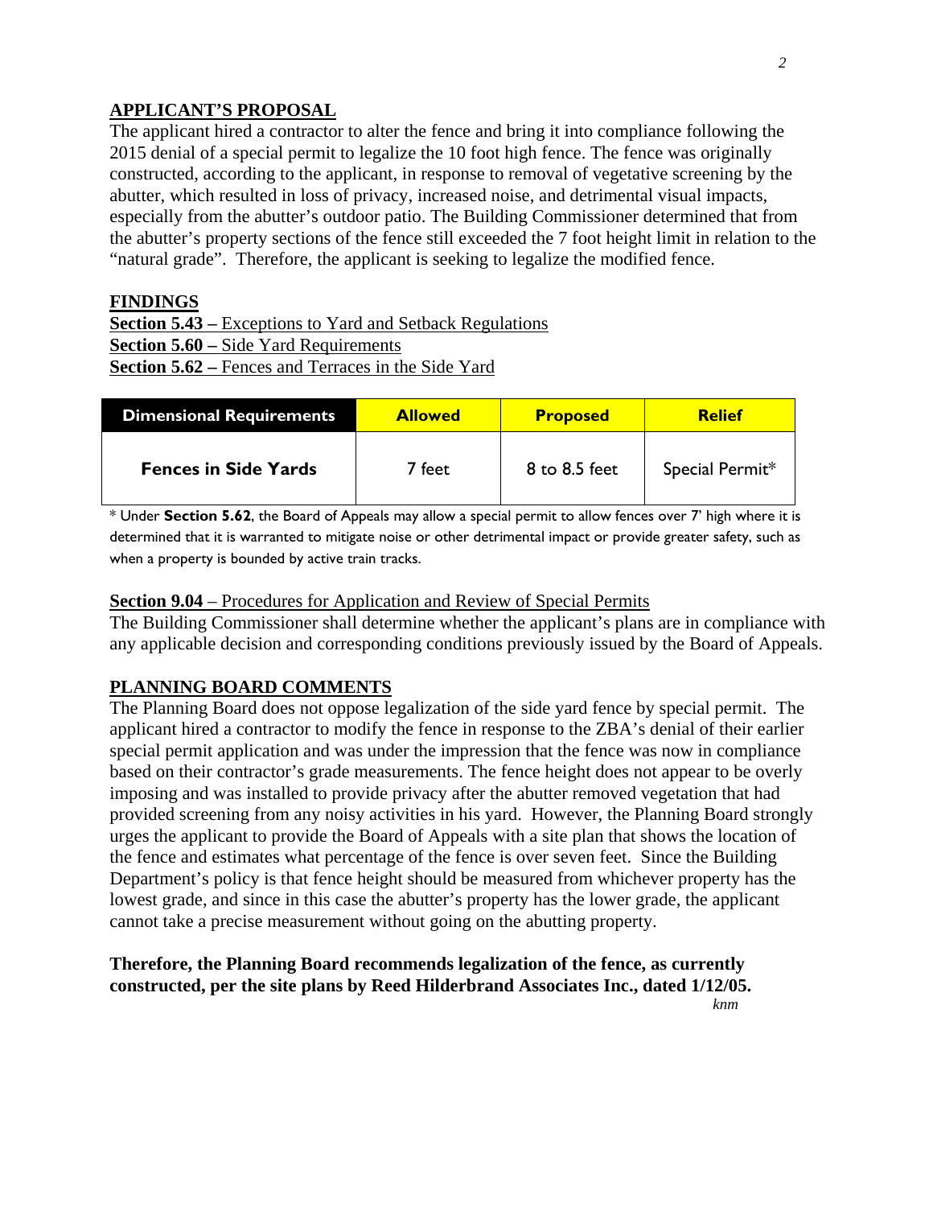## APPLICANT'S PROPOSAL

The applicant hired a contractor to alter the fence and bring it into compliance following the 2015 denial of a special permit to legalize the 10 foot high fence. The fence was originally constructed, according to the applicant, in response to removal of vegetative screening by the abutter, which resulted in loss of privacy, increased noise, and detrimental visual impacts, especially from the abutter's outdoor patio. The Building Commissioner determined that from the abutter's property sections of the fence still exceeded the 7 foot height limit in relation to the "natural grade". Therefore, the applicant is seeking to legalize the modified fence.

## FINDINGS

**Section 5.43 –** Exceptions to Yard and Setback Regulations
**Section 5.60 –** Side Yard Requirements
**Section 5.62 –** Fences and Terraces in the Side Yard

| Dimensional Requirements | Allowed | Proposed | Relief |
|---|---|---|---|
| **Fences in Side Yards** | 7 feet | 8 to 8.5 feet | Special Permit* |

\* Under **Section 5.62**, the Board of Appeals may allow a special permit to allow fences over 7' high where it is determined that it is warranted to mitigate noise or other detrimental impact or provide greater safety, such as when a property is bounded by active train tracks.

**Section 9.04** – Procedures for Application and Review of Special Permits
The Building Commissioner shall determine whether the applicant's plans are in compliance with any applicable decision and corresponding conditions previously issued by the Board of Appeals.

## PLANNING BOARD COMMENTS

The Planning Board does not oppose legalization of the side yard fence by special permit. The applicant hired a contractor to modify the fence in response to the ZBA's denial of their earlier special permit application and was under the impression that the fence was now in compliance based on their contractor's grade measurements. The fence height does not appear to be overly imposing and was installed to provide privacy after the abutter removed vegetation that had provided screening from any noisy activities in his yard. However, the Planning Board strongly urges the applicant to provide the Board of Appeals with a site plan that shows the location of the fence and estimates what percentage of the fence is over seven feet. Since the Building Department's policy is that fence height should be measured from whichever property has the lowest grade, and since in this case the abutter's property has the lower grade, the applicant cannot take a precise measurement without going on the abutting property.

**Therefore, the Planning Board recommends legalization of the fence, as currently constructed, per the site plans by Reed Hilderbrand Associates Inc., dated 1/12/05.**

*knm*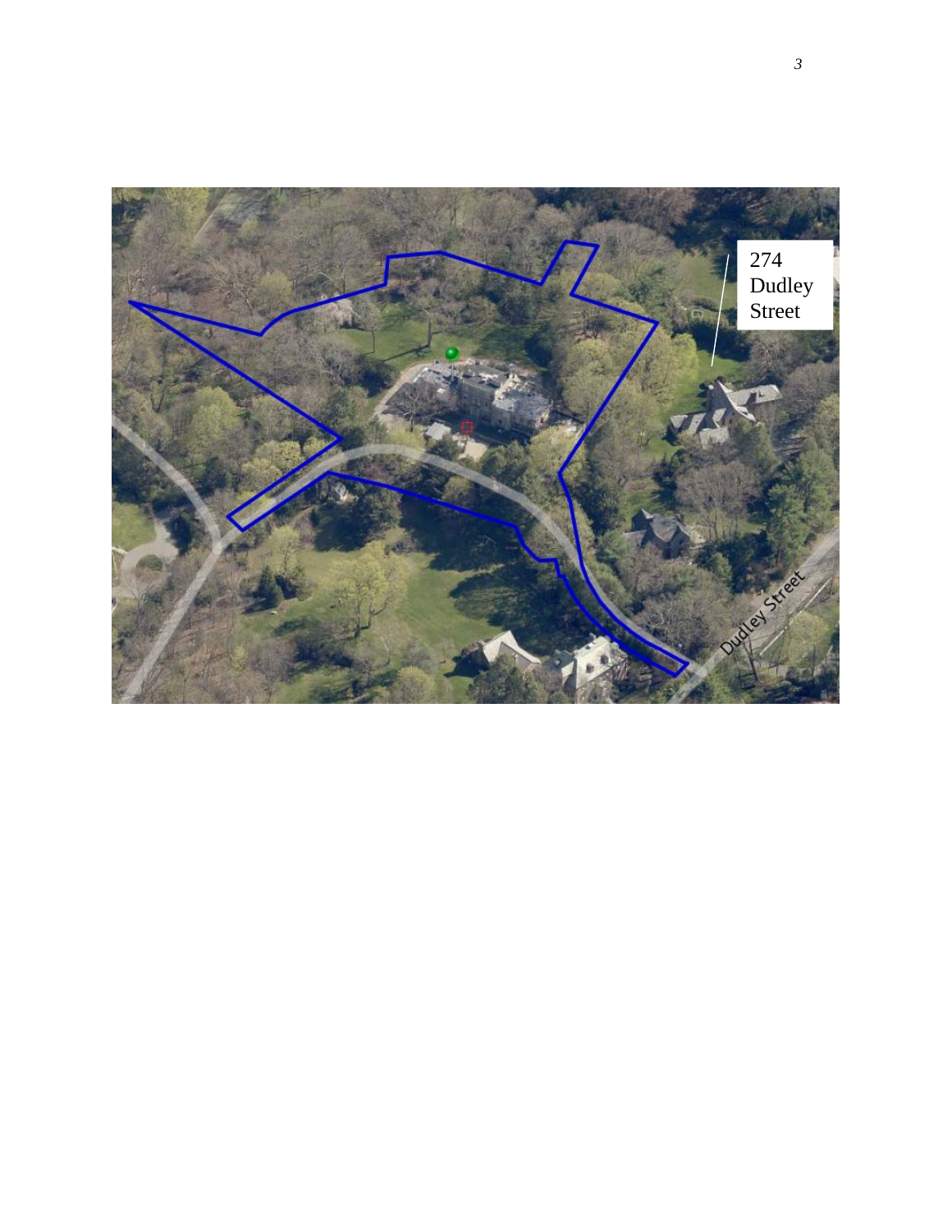274 Dudley Street

Dudley Street